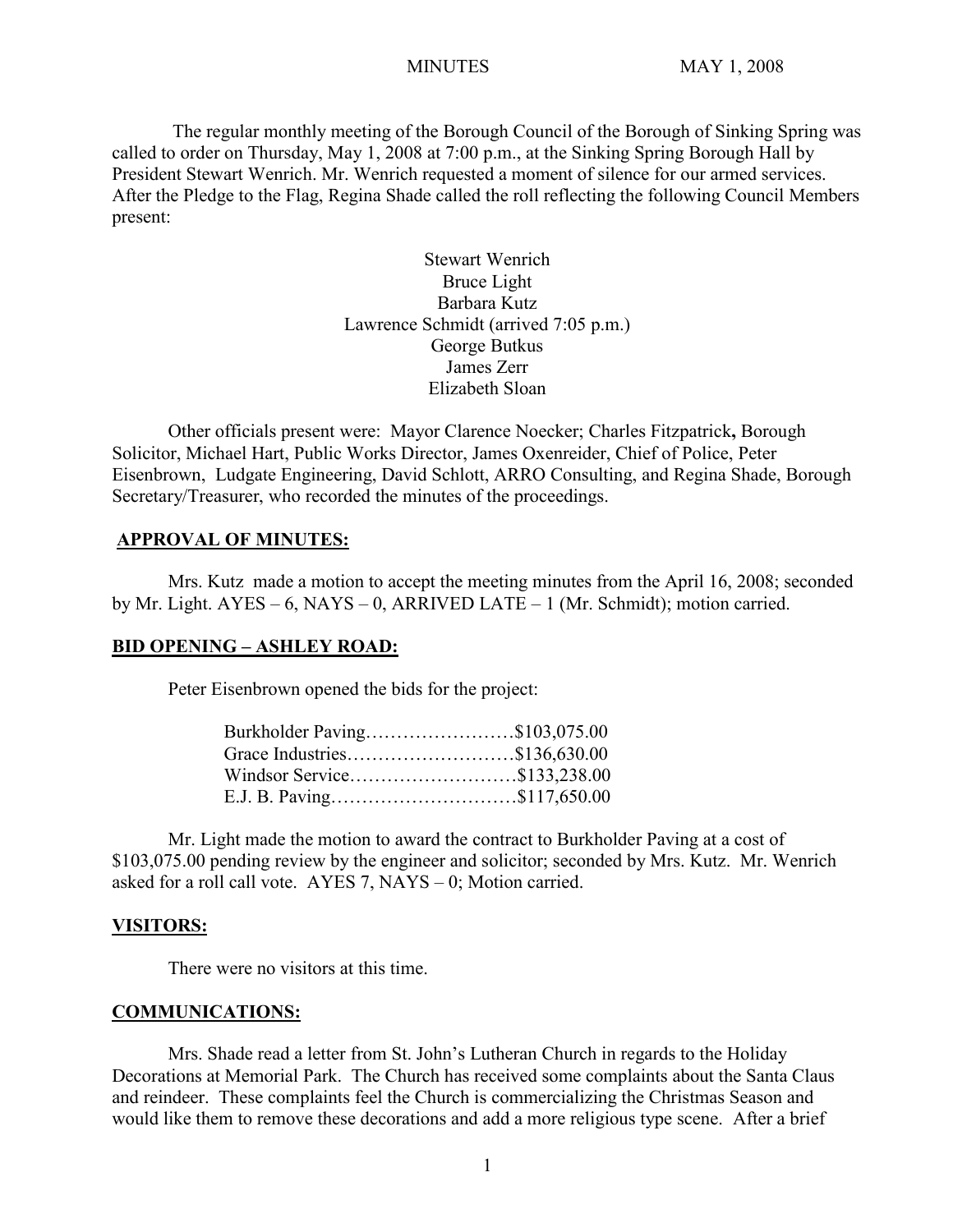MINUTES MAY 1, 2008

The regular monthly meeting of the Borough Council of the Borough of Sinking Spring was called to order on Thursday, May 1, 2008 at 7:00 p.m., at the Sinking Spring Borough Hall by President Stewart Wenrich. Mr. Wenrich requested a moment of silence for our armed services. After the Pledge to the Flag, Regina Shade called the roll reflecting the following Council Members present:

Stewart Wenrich
Bruce Light
Barbara Kutz
Lawrence Schmidt (arrived 7:05 p.m.)
George Butkus
James Zerr
Elizabeth Sloan

Other officials present were: Mayor Clarence Noecker; Charles Fitzpatrick**,** Borough Solicitor, Michael Hart, Public Works Director, James Oxenreider, Chief of Police, Peter Eisenbrown, Ludgate Engineering, David Schlott, ARRO Consulting, and Regina Shade, Borough Secretary/Treasurer, who recorded the minutes of the proceedings.

## APPROVAL OF MINUTES:

Mrs. Kutz made a motion to accept the meeting minutes from the April 16, 2008; seconded by Mr. Light. AYES – 6, NAYS – 0, ARRIVED LATE – 1 (Mr. Schmidt); motion carried.

## BID OPENING – ASHLEY ROAD:

Peter Eisenbrown opened the bids for the project:

Burkholder Paving……………………$103,075.00
Grace Industries………………………$136,630.00
Windsor Service………………………$133,238.00
E.J. B. Paving…………………………$117,650.00

Mr. Light made the motion to award the contract to Burkholder Paving at a cost of $103,075.00 pending review by the engineer and solicitor; seconded by Mrs. Kutz. Mr. Wenrich asked for a roll call vote. AYES 7, NAYS – 0; Motion carried.

## VISITORS:

There were no visitors at this time.

## COMMUNICATIONS:

Mrs. Shade read a letter from St. John's Lutheran Church in regards to the Holiday Decorations at Memorial Park. The Church has received some complaints about the Santa Claus and reindeer. These complaints feel the Church is commercializing the Christmas Season and would like them to remove these decorations and add a more religious type scene. After a brief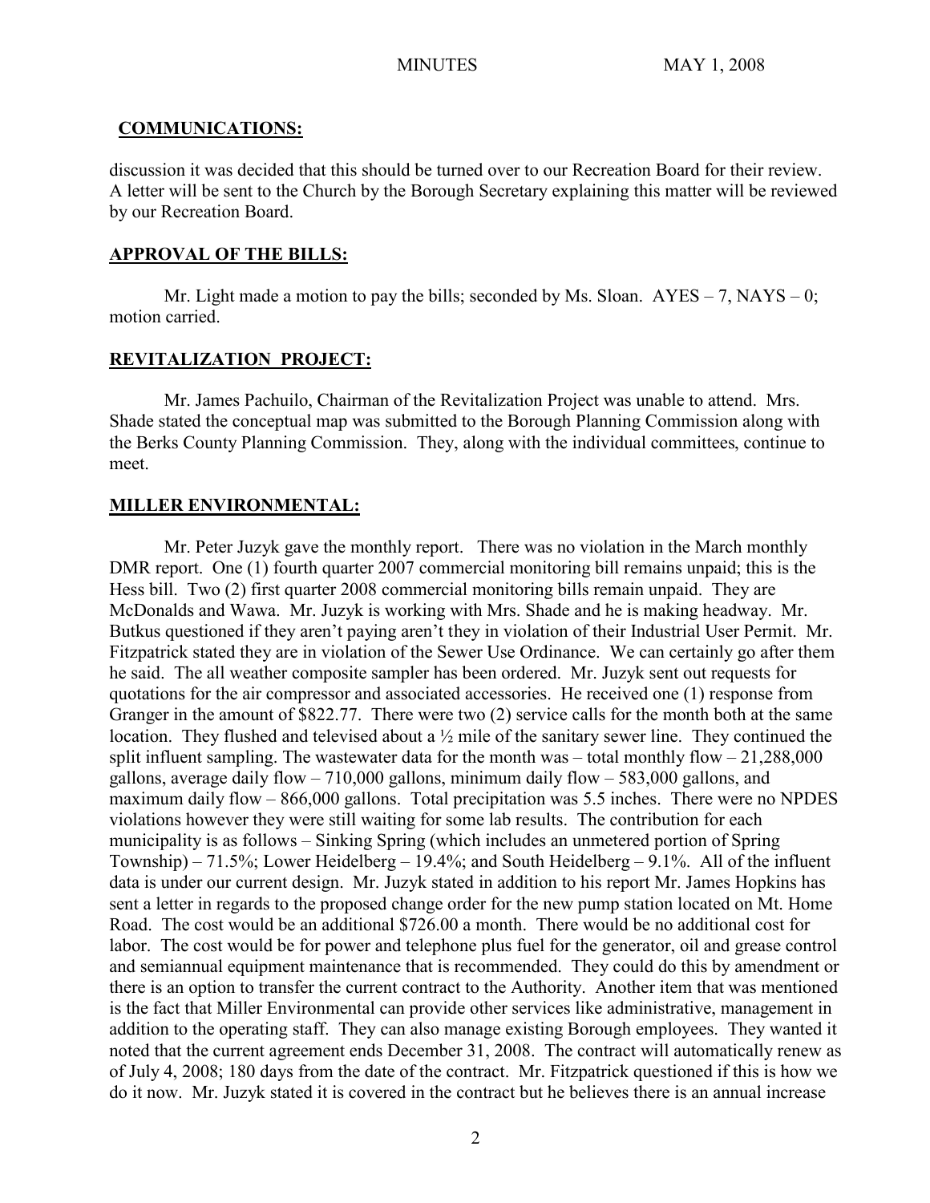## COMMUNICATIONS:

discussion it was decided that this should be turned over to our Recreation Board for their review. A letter will be sent to the Church by the Borough Secretary explaining this matter will be reviewed by our Recreation Board.

## APPROVAL OF THE BILLS:

Mr. Light made a motion to pay the bills; seconded by Ms. Sloan. AYES – 7, NAYS – 0; motion carried.

## REVITALIZATION PROJECT:

Mr. James Pachuilo, Chairman of the Revitalization Project was unable to attend. Mrs. Shade stated the conceptual map was submitted to the Borough Planning Commission along with the Berks County Planning Commission. They, along with the individual committees, continue to meet.

## MILLER ENVIRONMENTAL:

Mr. Peter Juzyk gave the monthly report. There was no violation in the March monthly DMR report. One (1) fourth quarter 2007 commercial monitoring bill remains unpaid; this is the Hess bill. Two (2) first quarter 2008 commercial monitoring bills remain unpaid. They are McDonalds and Wawa. Mr. Juzyk is working with Mrs. Shade and he is making headway. Mr. Butkus questioned if they aren't paying aren't they in violation of their Industrial User Permit. Mr. Fitzpatrick stated they are in violation of the Sewer Use Ordinance. We can certainly go after them he said. The all weather composite sampler has been ordered. Mr. Juzyk sent out requests for quotations for the air compressor and associated accessories. He received one (1) response from Granger in the amount of $822.77. There were two (2) service calls for the month both at the same location. They flushed and televised about a ½ mile of the sanitary sewer line. They continued the split influent sampling. The wastewater data for the month was – total monthly flow – 21,288,000 gallons, average daily flow – 710,000 gallons, minimum daily flow – 583,000 gallons, and maximum daily flow – 866,000 gallons. Total precipitation was 5.5 inches. There were no NPDES violations however they were still waiting for some lab results. The contribution for each municipality is as follows – Sinking Spring (which includes an unmetered portion of Spring Township) – 71.5%; Lower Heidelberg – 19.4%; and South Heidelberg – 9.1%. All of the influent data is under our current design. Mr. Juzyk stated in addition to his report Mr. James Hopkins has sent a letter in regards to the proposed change order for the new pump station located on Mt. Home Road. The cost would be an additional $726.00 a month. There would be no additional cost for labor. The cost would be for power and telephone plus fuel for the generator, oil and grease control and semiannual equipment maintenance that is recommended. They could do this by amendment or there is an option to transfer the current contract to the Authority. Another item that was mentioned is the fact that Miller Environmental can provide other services like administrative, management in addition to the operating staff. They can also manage existing Borough employees. They wanted it noted that the current agreement ends December 31, 2008. The contract will automatically renew as of July 4, 2008; 180 days from the date of the contract. Mr. Fitzpatrick questioned if this is how we do it now. Mr. Juzyk stated it is covered in the contract but he believes there is an annual increase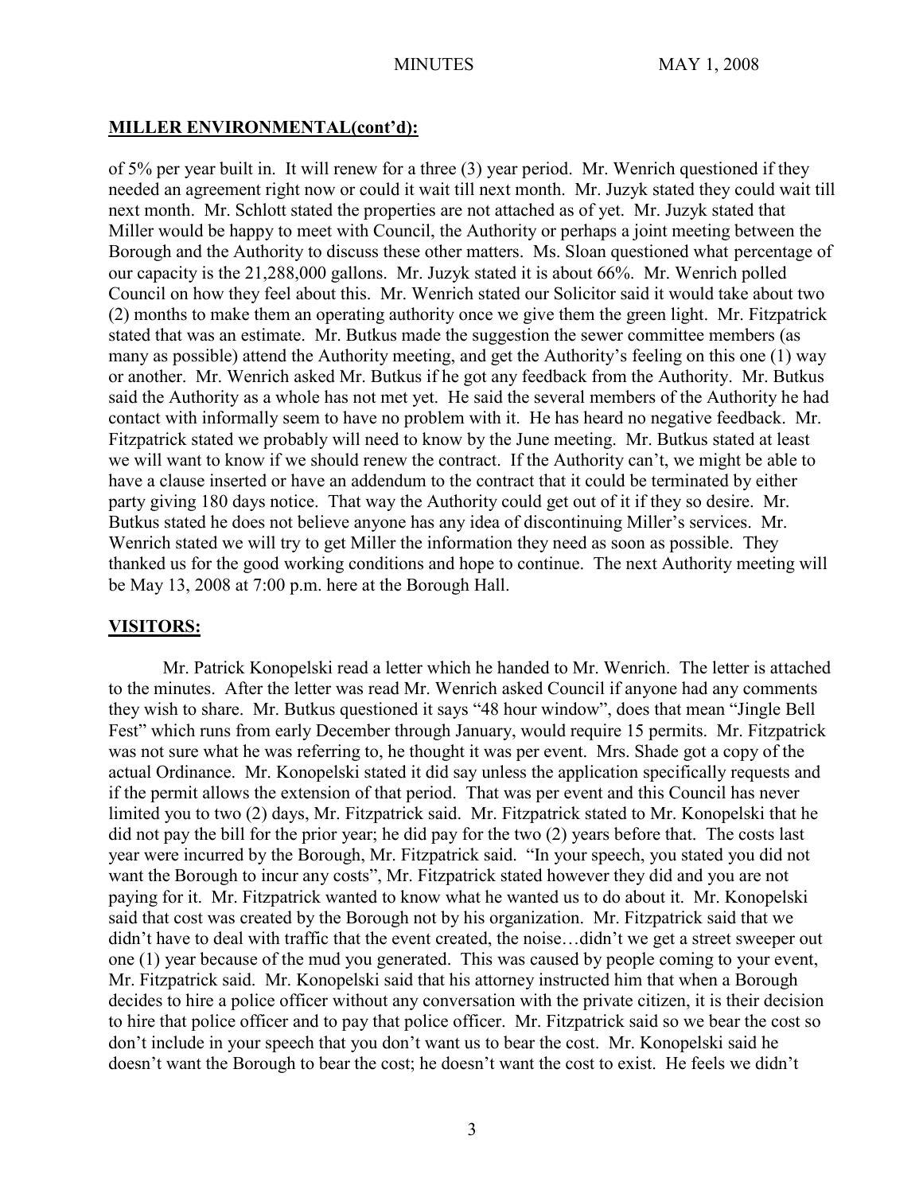## **MILLER ENVIRONMENTAL(cont'd):**

of 5% per year built in. It will renew for a three (3) year period. Mr. Wenrich questioned if they needed an agreement right now or could it wait till next month. Mr. Juzyk stated they could wait till next month. Mr. Schlott stated the properties are not attached as of yet. Mr. Juzyk stated that Miller would be happy to meet with Council, the Authority or perhaps a joint meeting between the Borough and the Authority to discuss these other matters. Ms. Sloan questioned what percentage of our capacity is the 21,288,000 gallons. Mr. Juzyk stated it is about 66%. Mr. Wenrich polled Council on how they feel about this. Mr. Wenrich stated our Solicitor said it would take about two (2) months to make them an operating authority once we give them the green light. Mr. Fitzpatrick stated that was an estimate. Mr. Butkus made the suggestion the sewer committee members (as many as possible) attend the Authority meeting, and get the Authority's feeling on this one (1) way or another. Mr. Wenrich asked Mr. Butkus if he got any feedback from the Authority. Mr. Butkus said the Authority as a whole has not met yet. He said the several members of the Authority he had contact with informally seem to have no problem with it. He has heard no negative feedback. Mr. Fitzpatrick stated we probably will need to know by the June meeting. Mr. Butkus stated at least we will want to know if we should renew the contract. If the Authority can't, we might be able to have a clause inserted or have an addendum to the contract that it could be terminated by either party giving 180 days notice. That way the Authority could get out of it if they so desire. Mr. Butkus stated he does not believe anyone has any idea of discontinuing Miller's services. Mr. Wenrich stated we will try to get Miller the information they need as soon as possible. They thanked us for the good working conditions and hope to continue. The next Authority meeting will be May 13, 2008 at 7:00 p.m. here at the Borough Hall.

## **VISITORS:**

Mr. Patrick Konopelski read a letter which he handed to Mr. Wenrich. The letter is attached to the minutes. After the letter was read Mr. Wenrich asked Council if anyone had any comments they wish to share. Mr. Butkus questioned it says "48 hour window", does that mean "Jingle Bell Fest" which runs from early December through January, would require 15 permits. Mr. Fitzpatrick was not sure what he was referring to, he thought it was per event. Mrs. Shade got a copy of the actual Ordinance. Mr. Konopelski stated it did say unless the application specifically requests and if the permit allows the extension of that period. That was per event and this Council has never limited you to two (2) days, Mr. Fitzpatrick said. Mr. Fitzpatrick stated to Mr. Konopelski that he did not pay the bill for the prior year; he did pay for the two (2) years before that. The costs last year were incurred by the Borough, Mr. Fitzpatrick said. "In your speech, you stated you did not want the Borough to incur any costs", Mr. Fitzpatrick stated however they did and you are not paying for it. Mr. Fitzpatrick wanted to know what he wanted us to do about it. Mr. Konopelski said that cost was created by the Borough not by his organization. Mr. Fitzpatrick said that we didn't have to deal with traffic that the event created, the noise…didn't we get a street sweeper out one (1) year because of the mud you generated. This was caused by people coming to your event, Mr. Fitzpatrick said. Mr. Konopelski said that his attorney instructed him that when a Borough decides to hire a police officer without any conversation with the private citizen, it is their decision to hire that police officer and to pay that police officer. Mr. Fitzpatrick said so we bear the cost so don't include in your speech that you don't want us to bear the cost. Mr. Konopelski said he doesn't want the Borough to bear the cost; he doesn't want the cost to exist. He feels we didn't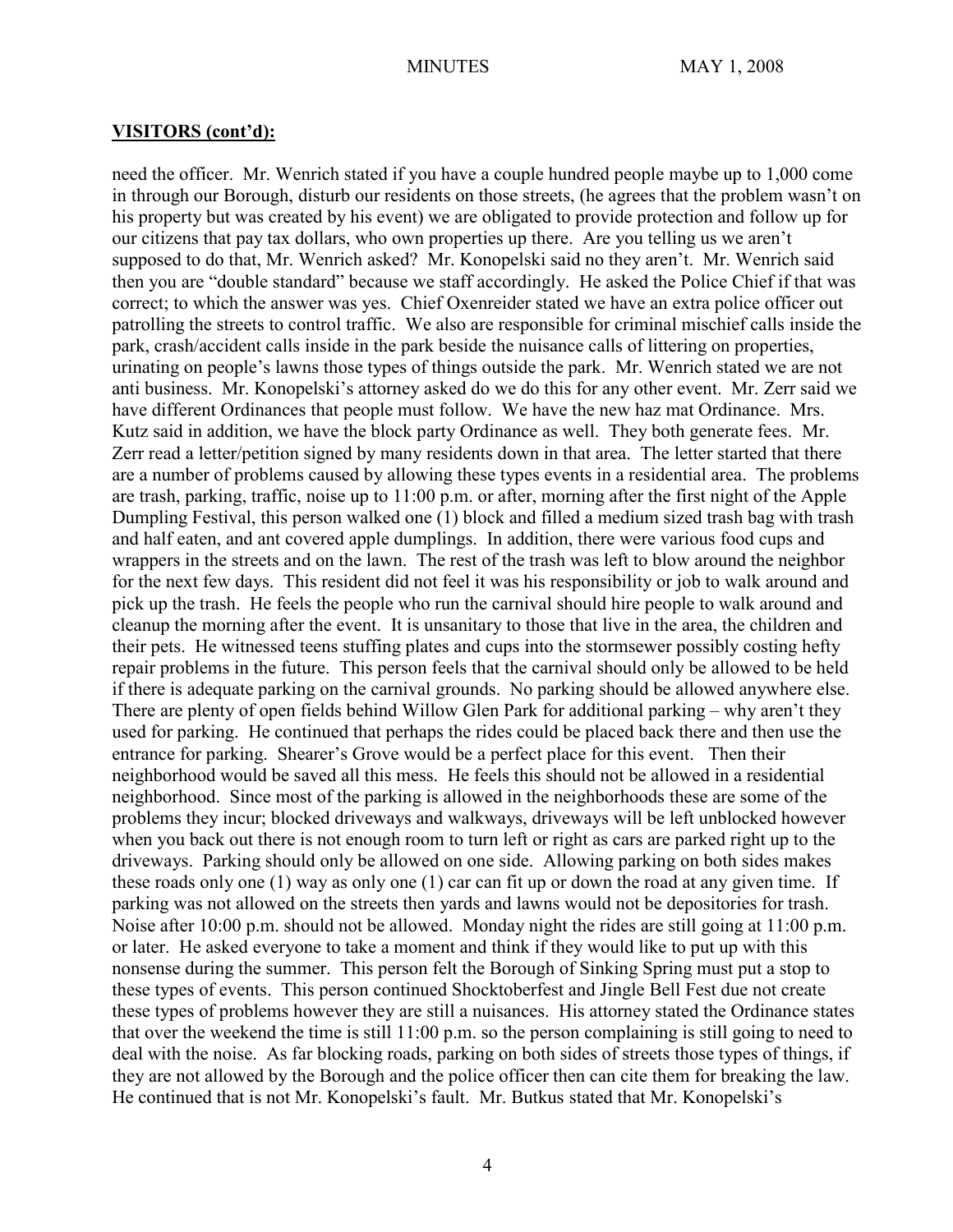## VISITORS (cont'd):

need the officer. Mr. Wenrich stated if you have a couple hundred people maybe up to 1,000 come in through our Borough, disturb our residents on those streets, (he agrees that the problem wasn't on his property but was created by his event) we are obligated to provide protection and follow up for our citizens that pay tax dollars, who own properties up there. Are you telling us we aren't supposed to do that, Mr. Wenrich asked? Mr. Konopelski said no they aren't. Mr. Wenrich said then you are "double standard" because we staff accordingly. He asked the Police Chief if that was correct; to which the answer was yes. Chief Oxenreider stated we have an extra police officer out patrolling the streets to control traffic. We also are responsible for criminal mischief calls inside the park, crash/accident calls inside in the park beside the nuisance calls of littering on properties, urinating on people's lawns those types of things outside the park. Mr. Wenrich stated we are not anti business. Mr. Konopelski's attorney asked do we do this for any other event. Mr. Zerr said we have different Ordinances that people must follow. We have the new haz mat Ordinance. Mrs. Kutz said in addition, we have the block party Ordinance as well. They both generate fees. Mr. Zerr read a letter/petition signed by many residents down in that area. The letter started that there are a number of problems caused by allowing these types events in a residential area. The problems are trash, parking, traffic, noise up to 11:00 p.m. or after, morning after the first night of the Apple Dumpling Festival, this person walked one (1) block and filled a medium sized trash bag with trash and half eaten, and ant covered apple dumplings. In addition, there were various food cups and wrappers in the streets and on the lawn. The rest of the trash was left to blow around the neighbor for the next few days. This resident did not feel it was his responsibility or job to walk around and pick up the trash. He feels the people who run the carnival should hire people to walk around and cleanup the morning after the event. It is unsanitary to those that live in the area, the children and their pets. He witnessed teens stuffing plates and cups into the stormsewer possibly costing hefty repair problems in the future. This person feels that the carnival should only be allowed to be held if there is adequate parking on the carnival grounds. No parking should be allowed anywhere else. There are plenty of open fields behind Willow Glen Park for additional parking – why aren't they used for parking. He continued that perhaps the rides could be placed back there and then use the entrance for parking. Shearer's Grove would be a perfect place for this event. Then their neighborhood would be saved all this mess. He feels this should not be allowed in a residential neighborhood. Since most of the parking is allowed in the neighborhoods these are some of the problems they incur; blocked driveways and walkways, driveways will be left unblocked however when you back out there is not enough room to turn left or right as cars are parked right up to the driveways. Parking should only be allowed on one side. Allowing parking on both sides makes these roads only one (1) way as only one (1) car can fit up or down the road at any given time. If parking was not allowed on the streets then yards and lawns would not be depositories for trash. Noise after 10:00 p.m. should not be allowed. Monday night the rides are still going at 11:00 p.m. or later. He asked everyone to take a moment and think if they would like to put up with this nonsense during the summer. This person felt the Borough of Sinking Spring must put a stop to these types of events. This person continued Shocktoberfest and Jingle Bell Fest due not create these types of problems however they are still a nuisances. His attorney stated the Ordinance states that over the weekend the time is still 11:00 p.m. so the person complaining is still going to need to deal with the noise. As far blocking roads, parking on both sides of streets those types of things, if they are not allowed by the Borough and the police officer then can cite them for breaking the law. He continued that is not Mr. Konopelski's fault. Mr. Butkus stated that Mr. Konopelski's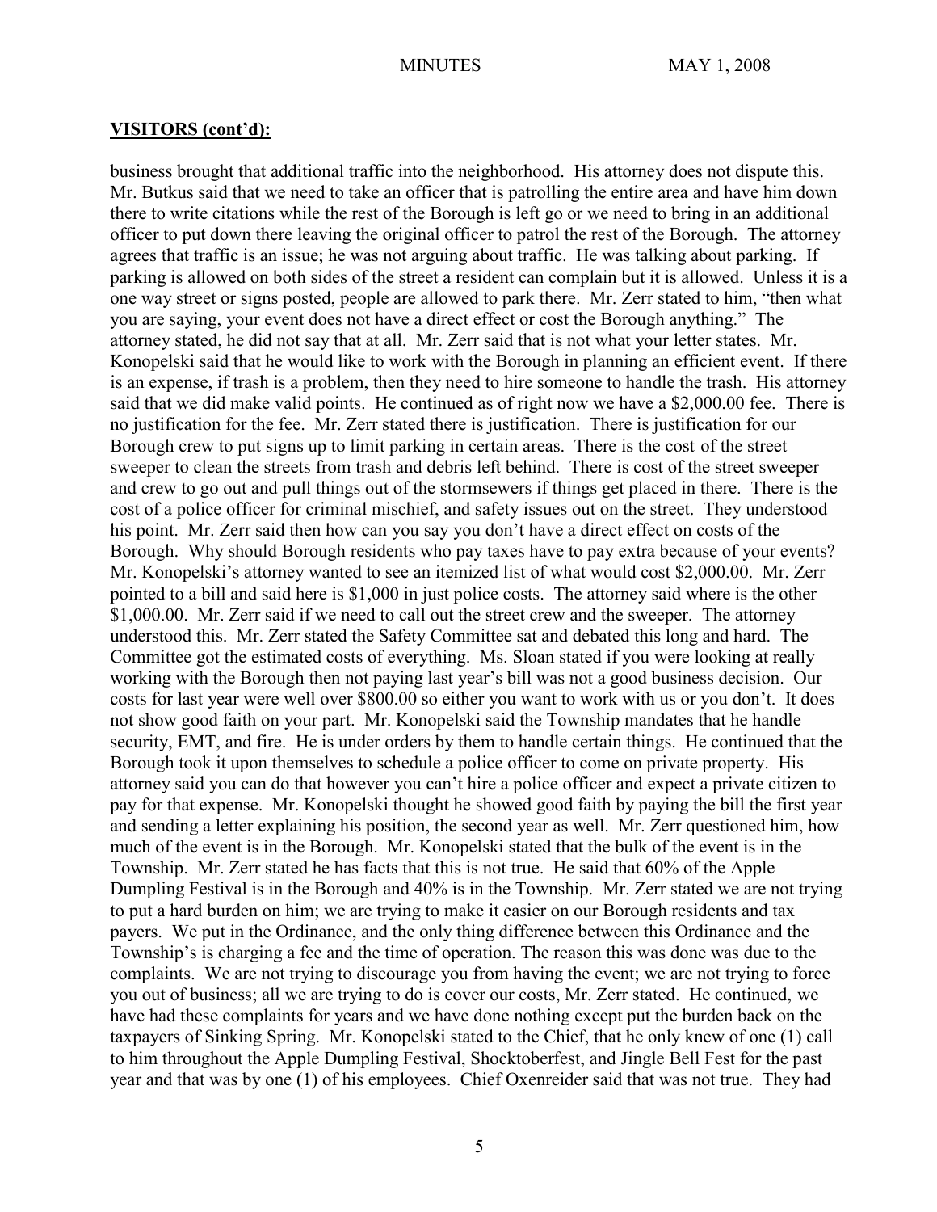## VISITORS (cont'd):

business brought that additional traffic into the neighborhood. His attorney does not dispute this. Mr. Butkus said that we need to take an officer that is patrolling the entire area and have him down there to write citations while the rest of the Borough is left go or we need to bring in an additional officer to put down there leaving the original officer to patrol the rest of the Borough. The attorney agrees that traffic is an issue; he was not arguing about traffic. He was talking about parking. If parking is allowed on both sides of the street a resident can complain but it is allowed. Unless it is a one way street or signs posted, people are allowed to park there. Mr. Zerr stated to him, "then what you are saying, your event does not have a direct effect or cost the Borough anything." The attorney stated, he did not say that at all. Mr. Zerr said that is not what your letter states. Mr. Konopelski said that he would like to work with the Borough in planning an efficient event. If there is an expense, if trash is a problem, then they need to hire someone to handle the trash. His attorney said that we did make valid points. He continued as of right now we have a $2,000.00 fee. There is no justification for the fee. Mr. Zerr stated there is justification. There is justification for our Borough crew to put signs up to limit parking in certain areas. There is the cost of the street sweeper to clean the streets from trash and debris left behind. There is cost of the street sweeper and crew to go out and pull things out of the stormsewers if things get placed in there. There is the cost of a police officer for criminal mischief, and safety issues out on the street. They understood his point. Mr. Zerr said then how can you say you don't have a direct effect on costs of the Borough. Why should Borough residents who pay taxes have to pay extra because of your events? Mr. Konopelski's attorney wanted to see an itemized list of what would cost $2,000.00. Mr. Zerr pointed to a bill and said here is $1,000 in just police costs. The attorney said where is the other $1,000.00. Mr. Zerr said if we need to call out the street crew and the sweeper. The attorney understood this. Mr. Zerr stated the Safety Committee sat and debated this long and hard. The Committee got the estimated costs of everything. Ms. Sloan stated if you were looking at really working with the Borough then not paying last year's bill was not a good business decision. Our costs for last year were well over $800.00 so either you want to work with us or you don't. It does not show good faith on your part. Mr. Konopelski said the Township mandates that he handle security, EMT, and fire. He is under orders by them to handle certain things. He continued that the Borough took it upon themselves to schedule a police officer to come on private property. His attorney said you can do that however you can't hire a police officer and expect a private citizen to pay for that expense. Mr. Konopelski thought he showed good faith by paying the bill the first year and sending a letter explaining his position, the second year as well. Mr. Zerr questioned him, how much of the event is in the Borough. Mr. Konopelski stated that the bulk of the event is in the Township. Mr. Zerr stated he has facts that this is not true. He said that 60% of the Apple Dumpling Festival is in the Borough and 40% is in the Township. Mr. Zerr stated we are not trying to put a hard burden on him; we are trying to make it easier on our Borough residents and tax payers. We put in the Ordinance, and the only thing difference between this Ordinance and the Township's is charging a fee and the time of operation. The reason this was done was due to the complaints. We are not trying to discourage you from having the event; we are not trying to force you out of business; all we are trying to do is cover our costs, Mr. Zerr stated. He continued, we have had these complaints for years and we have done nothing except put the burden back on the taxpayers of Sinking Spring. Mr. Konopelski stated to the Chief, that he only knew of one (1) call to him throughout the Apple Dumpling Festival, Shocktoberfest, and Jingle Bell Fest for the past year and that was by one (1) of his employees. Chief Oxenreider said that was not true. They had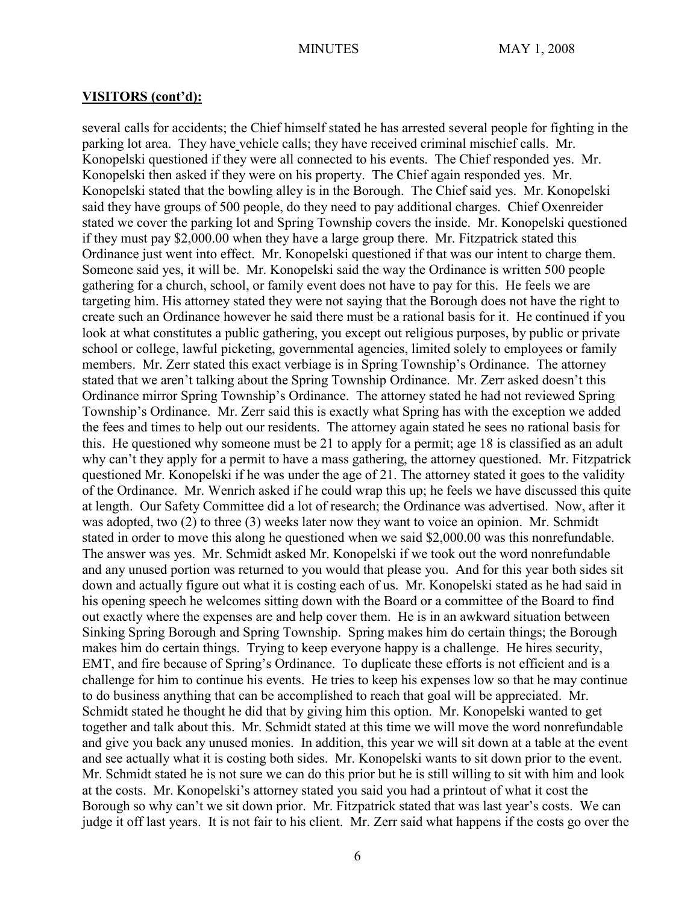## **VISITORS (cont'd):**

several calls for accidents; the Chief himself stated he has arrested several people for fighting in the parking lot area. They have vehicle calls; they have received criminal mischief calls. Mr. Konopelski questioned if they were all connected to his events. The Chief responded yes. Mr. Konopelski then asked if they were on his property. The Chief again responded yes. Mr. Konopelski stated that the bowling alley is in the Borough. The Chief said yes. Mr. Konopelski said they have groups of 500 people, do they need to pay additional charges. Chief Oxenreider stated we cover the parking lot and Spring Township covers the inside. Mr. Konopelski questioned if they must pay $2,000.00 when they have a large group there. Mr. Fitzpatrick stated this Ordinance just went into effect. Mr. Konopelski questioned if that was our intent to charge them. Someone said yes, it will be. Mr. Konopelski said the way the Ordinance is written 500 people gathering for a church, school, or family event does not have to pay for this. He feels we are targeting him. His attorney stated they were not saying that the Borough does not have the right to create such an Ordinance however he said there must be a rational basis for it. He continued if you look at what constitutes a public gathering, you except out religious purposes, by public or private school or college, lawful picketing, governmental agencies, limited solely to employees or family members. Mr. Zerr stated this exact verbiage is in Spring Township's Ordinance. The attorney stated that we aren't talking about the Spring Township Ordinance. Mr. Zerr asked doesn't this Ordinance mirror Spring Township's Ordinance. The attorney stated he had not reviewed Spring Township's Ordinance. Mr. Zerr said this is exactly what Spring has with the exception we added the fees and times to help out our residents. The attorney again stated he sees no rational basis for this. He questioned why someone must be 21 to apply for a permit; age 18 is classified as an adult why can't they apply for a permit to have a mass gathering, the attorney questioned. Mr. Fitzpatrick questioned Mr. Konopelski if he was under the age of 21. The attorney stated it goes to the validity of the Ordinance. Mr. Wenrich asked if he could wrap this up; he feels we have discussed this quite at length. Our Safety Committee did a lot of research; the Ordinance was advertised. Now, after it was adopted, two (2) to three (3) weeks later now they want to voice an opinion. Mr. Schmidt stated in order to move this along he questioned when we said $2,000.00 was this nonrefundable. The answer was yes. Mr. Schmidt asked Mr. Konopelski if we took out the word nonrefundable and any unused portion was returned to you would that please you. And for this year both sides sit down and actually figure out what it is costing each of us. Mr. Konopelski stated as he had said in his opening speech he welcomes sitting down with the Board or a committee of the Board to find out exactly where the expenses are and help cover them. He is in an awkward situation between Sinking Spring Borough and Spring Township. Spring makes him do certain things; the Borough makes him do certain things. Trying to keep everyone happy is a challenge. He hires security, EMT, and fire because of Spring's Ordinance. To duplicate these efforts is not efficient and is a challenge for him to continue his events. He tries to keep his expenses low so that he may continue to do business anything that can be accomplished to reach that goal will be appreciated. Mr. Schmidt stated he thought he did that by giving him this option. Mr. Konopelski wanted to get together and talk about this. Mr. Schmidt stated at this time we will move the word nonrefundable and give you back any unused monies. In addition, this year we will sit down at a table at the event and see actually what it is costing both sides. Mr. Konopelski wants to sit down prior to the event. Mr. Schmidt stated he is not sure we can do this prior but he is still willing to sit with him and look at the costs. Mr. Konopelski's attorney stated you said you had a printout of what it cost the Borough so why can't we sit down prior. Mr. Fitzpatrick stated that was last year's costs. We can judge it off last years. It is not fair to his client. Mr. Zerr said what happens if the costs go over the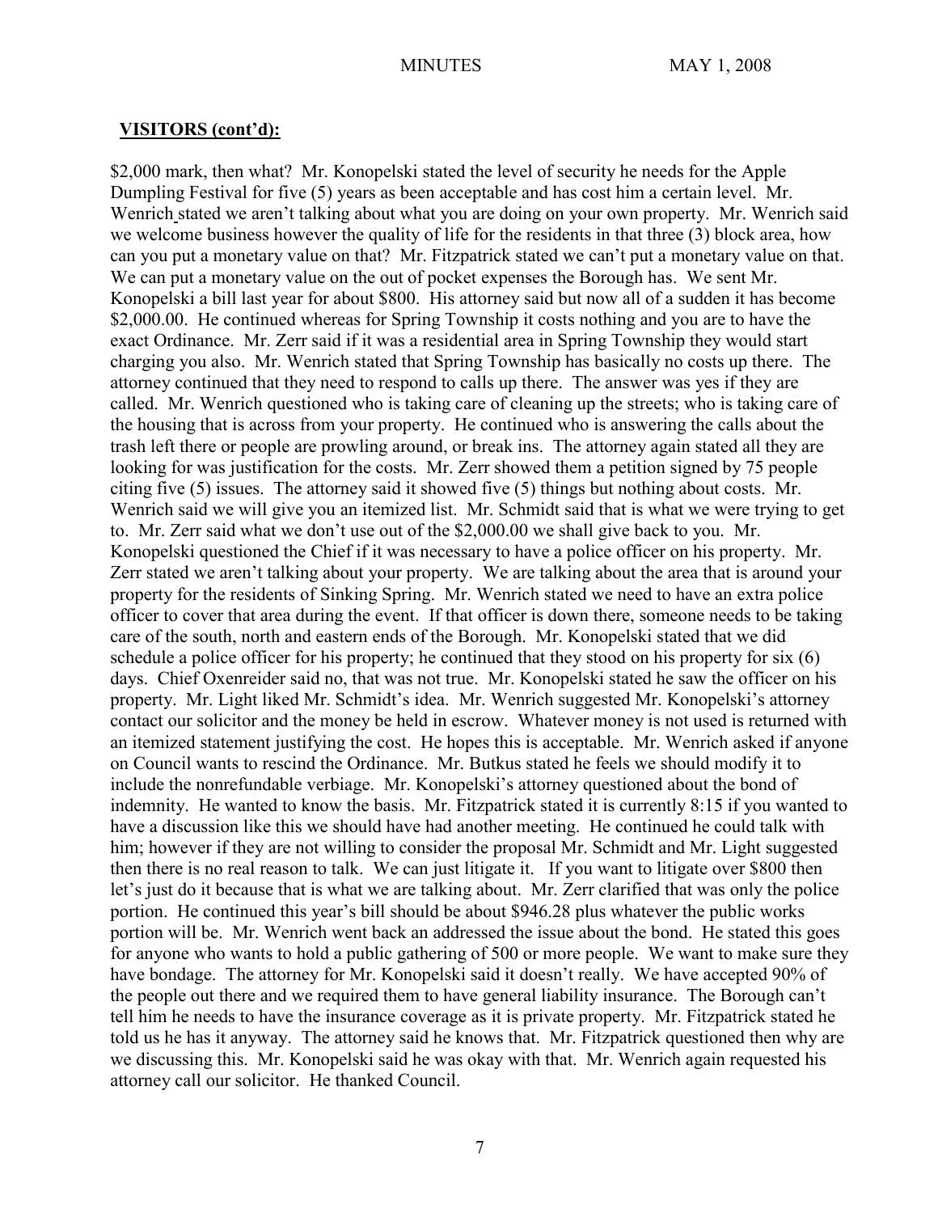**VISITORS (cont'd):**

$2,000 mark, then what? Mr. Konopelski stated the level of security he needs for the Apple Dumpling Festival for five (5) years as been acceptable and has cost him a certain level. Mr. Wenrich stated we aren't talking about what you are doing on your own property. Mr. Wenrich said we welcome business however the quality of life for the residents in that three (3) block area, how can you put a monetary value on that? Mr. Fitzpatrick stated we can't put a monetary value on that. We can put a monetary value on the out of pocket expenses the Borough has. We sent Mr. Konopelski a bill last year for about $800. His attorney said but now all of a sudden it has become $2,000.00. He continued whereas for Spring Township it costs nothing and you are to have the exact Ordinance. Mr. Zerr said if it was a residential area in Spring Township they would start charging you also. Mr. Wenrich stated that Spring Township has basically no costs up there. The attorney continued that they need to respond to calls up there. The answer was yes if they are called. Mr. Wenrich questioned who is taking care of cleaning up the streets; who is taking care of the housing that is across from your property. He continued who is answering the calls about the trash left there or people are prowling around, or break ins. The attorney again stated all they are looking for was justification for the costs. Mr. Zerr showed them a petition signed by 75 people citing five (5) issues. The attorney said it showed five (5) things but nothing about costs. Mr. Wenrich said we will give you an itemized list. Mr. Schmidt said that is what we were trying to get to. Mr. Zerr said what we don't use out of the $2,000.00 we shall give back to you. Mr. Konopelski questioned the Chief if it was necessary to have a police officer on his property. Mr. Zerr stated we aren't talking about your property. We are talking about the area that is around your property for the residents of Sinking Spring. Mr. Wenrich stated we need to have an extra police officer to cover that area during the event. If that officer is down there, someone needs to be taking care of the south, north and eastern ends of the Borough. Mr. Konopelski stated that we did schedule a police officer for his property; he continued that they stood on his property for six (6) days. Chief Oxenreider said no, that was not true. Mr. Konopelski stated he saw the officer on his property. Mr. Light liked Mr. Schmidt's idea. Mr. Wenrich suggested Mr. Konopelski's attorney contact our solicitor and the money be held in escrow. Whatever money is not used is returned with an itemized statement justifying the cost. He hopes this is acceptable. Mr. Wenrich asked if anyone on Council wants to rescind the Ordinance. Mr. Butkus stated he feels we should modify it to include the nonrefundable verbiage. Mr. Konopelski's attorney questioned about the bond of indemnity. He wanted to know the basis. Mr. Fitzpatrick stated it is currently 8:15 if you wanted to have a discussion like this we should have had another meeting. He continued he could talk with him; however if they are not willing to consider the proposal Mr. Schmidt and Mr. Light suggested then there is no real reason to talk. We can just litigate it. If you want to litigate over $800 then let's just do it because that is what we are talking about. Mr. Zerr clarified that was only the police portion. He continued this year's bill should be about $946.28 plus whatever the public works portion will be. Mr. Wenrich went back an addressed the issue about the bond. He stated this goes for anyone who wants to hold a public gathering of 500 or more people. We want to make sure they have bondage. The attorney for Mr. Konopelski said it doesn't really. We have accepted 90% of the people out there and we required them to have general liability insurance. The Borough can't tell him he needs to have the insurance coverage as it is private property. Mr. Fitzpatrick stated he told us he has it anyway. The attorney said he knows that. Mr. Fitzpatrick questioned then why are we discussing this. Mr. Konopelski said he was okay with that. Mr. Wenrich again requested his attorney call our solicitor. He thanked Council.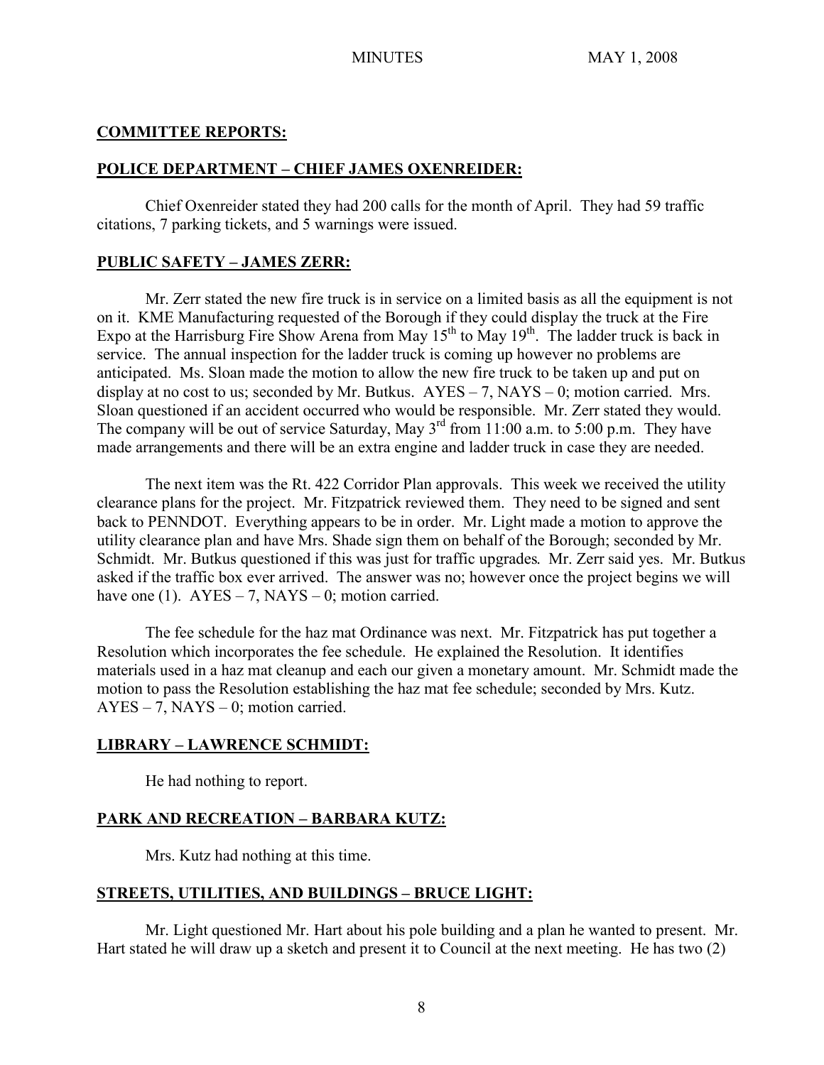## COMMITTEE REPORTS:

## POLICE DEPARTMENT – CHIEF JAMES OXENREIDER:

Chief Oxenreider stated they had 200 calls for the month of April. They had 59 traffic citations, 7 parking tickets, and 5 warnings were issued.

## PUBLIC SAFETY – JAMES ZERR:

Mr. Zerr stated the new fire truck is in service on a limited basis as all the equipment is not on it. KME Manufacturing requested of the Borough if they could display the truck at the Fire Expo at the Harrisburg Fire Show Arena from May 15th to May 19th. The ladder truck is back in service. The annual inspection for the ladder truck is coming up however no problems are anticipated. Ms. Sloan made the motion to allow the new fire truck to be taken up and put on display at no cost to us; seconded by Mr. Butkus. AYES – 7, NAYS – 0; motion carried. Mrs. Sloan questioned if an accident occurred who would be responsible. Mr. Zerr stated they would. The company will be out of service Saturday, May 3rd from 11:00 a.m. to 5:00 p.m. They have made arrangements and there will be an extra engine and ladder truck in case they are needed.

The next item was the Rt. 422 Corridor Plan approvals. This week we received the utility clearance plans for the project. Mr. Fitzpatrick reviewed them. They need to be signed and sent back to PENNDOT. Everything appears to be in order. Mr. Light made a motion to approve the utility clearance plan and have Mrs. Shade sign them on behalf of the Borough; seconded by Mr. Schmidt. Mr. Butkus questioned if this was just for traffic upgrades. Mr. Zerr said yes. Mr. Butkus asked if the traffic box ever arrived. The answer was no; however once the project begins we will have one (1). AYES – 7, NAYS – 0; motion carried.

The fee schedule for the haz mat Ordinance was next. Mr. Fitzpatrick has put together a Resolution which incorporates the fee schedule. He explained the Resolution. It identifies materials used in a haz mat cleanup and each our given a monetary amount. Mr. Schmidt made the motion to pass the Resolution establishing the haz mat fee schedule; seconded by Mrs. Kutz. AYES – 7, NAYS – 0; motion carried.

## LIBRARY – LAWRENCE SCHMIDT:

He had nothing to report.

## PARK AND RECREATION – BARBARA KUTZ:

Mrs. Kutz had nothing at this time.

## STREETS, UTILITIES, AND BUILDINGS – BRUCE LIGHT:

Mr. Light questioned Mr. Hart about his pole building and a plan he wanted to present. Mr. Hart stated he will draw up a sketch and present it to Council at the next meeting. He has two (2)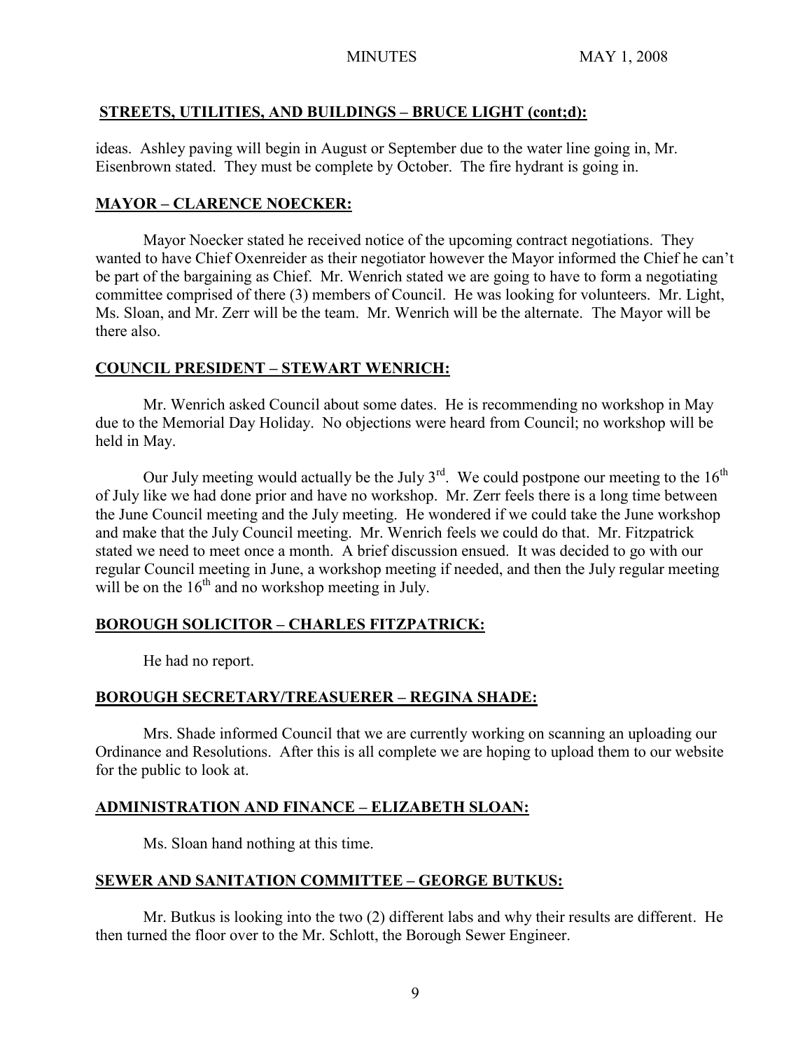**STREETS, UTILITIES, AND BUILDINGS – BRUCE LIGHT (cont;d):**

ideas. Ashley paving will begin in August or September due to the water line going in, Mr. Eisenbrown stated. They must be complete by October. The fire hydrant is going in.

**MAYOR – CLARENCE NOECKER:**

Mayor Noecker stated he received notice of the upcoming contract negotiations. They wanted to have Chief Oxenreider as their negotiator however the Mayor informed the Chief he can't be part of the bargaining as Chief. Mr. Wenrich stated we are going to have to form a negotiating committee comprised of there (3) members of Council. He was looking for volunteers. Mr. Light, Ms. Sloan, and Mr. Zerr will be the team. Mr. Wenrich will be the alternate. The Mayor will be there also.

**COUNCIL PRESIDENT – STEWART WENRICH:**

Mr. Wenrich asked Council about some dates. He is recommending no workshop in May due to the Memorial Day Holiday. No objections were heard from Council; no workshop will be held in May.

Our July meeting would actually be the July 3rd. We could postpone our meeting to the 16th of July like we had done prior and have no workshop. Mr. Zerr feels there is a long time between the June Council meeting and the July meeting. He wondered if we could take the June workshop and make that the July Council meeting. Mr. Wenrich feels we could do that. Mr. Fitzpatrick stated we need to meet once a month. A brief discussion ensued. It was decided to go with our regular Council meeting in June, a workshop meeting if needed, and then the July regular meeting will be on the 16th and no workshop meeting in July.

**BOROUGH SOLICITOR – CHARLES FITZPATRICK:**

He had no report.

**BOROUGH SECRETARY/TREASUERER – REGINA SHADE:**

Mrs. Shade informed Council that we are currently working on scanning an uploading our Ordinance and Resolutions. After this is all complete we are hoping to upload them to our website for the public to look at.

**ADMINISTRATION AND FINANCE – ELIZABETH SLOAN:**

Ms. Sloan hand nothing at this time.

**SEWER AND SANITATION COMMITTEE – GEORGE BUTKUS:**

Mr. Butkus is looking into the two (2) different labs and why their results are different. He then turned the floor over to the Mr. Schlott, the Borough Sewer Engineer.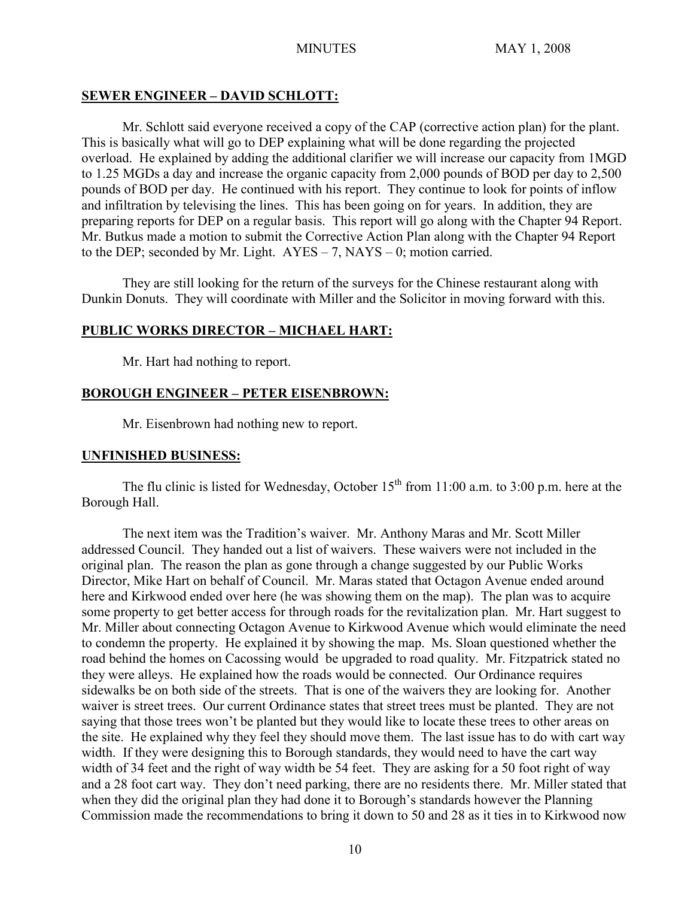## SEWER ENGINEER – DAVID SCHLOTT:

Mr. Schlott said everyone received a copy of the CAP (corrective action plan) for the plant. This is basically what will go to DEP explaining what will be done regarding the projected overload. He explained by adding the additional clarifier we will increase our capacity from 1MGD to 1.25 MGDs a day and increase the organic capacity from 2,000 pounds of BOD per day to 2,500 pounds of BOD per day. He continued with his report. They continue to look for points of inflow and infiltration by televising the lines. This has been going on for years. In addition, they are preparing reports for DEP on a regular basis. This report will go along with the Chapter 94 Report. Mr. Butkus made a motion to submit the Corrective Action Plan along with the Chapter 94 Report to the DEP; seconded by Mr. Light. AYES – 7, NAYS – 0; motion carried.

They are still looking for the return of the surveys for the Chinese restaurant along with Dunkin Donuts. They will coordinate with Miller and the Solicitor in moving forward with this.

## PUBLIC WORKS DIRECTOR – MICHAEL HART:

Mr. Hart had nothing to report.

## BOROUGH ENGINEER – PETER EISENBROWN:

Mr. Eisenbrown had nothing new to report.

## UNFINISHED BUSINESS:

The flu clinic is listed for Wednesday, October 15th from 11:00 a.m. to 3:00 p.m. here at the Borough Hall.

The next item was the Tradition's waiver. Mr. Anthony Maras and Mr. Scott Miller addressed Council. They handed out a list of waivers. These waivers were not included in the original plan. The reason the plan as gone through a change suggested by our Public Works Director, Mike Hart on behalf of Council. Mr. Maras stated that Octagon Avenue ended around here and Kirkwood ended over here (he was showing them on the map). The plan was to acquire some property to get better access for through roads for the revitalization plan. Mr. Hart suggest to Mr. Miller about connecting Octagon Avenue to Kirkwood Avenue which would eliminate the need to condemn the property. He explained it by showing the map. Ms. Sloan questioned whether the road behind the homes on Cacossing would be upgraded to road quality. Mr. Fitzpatrick stated no they were alleys. He explained how the roads would be connected. Our Ordinance requires sidewalks be on both side of the streets. That is one of the waivers they are looking for. Another waiver is street trees. Our current Ordinance states that street trees must be planted. They are not saying that those trees won't be planted but they would like to locate these trees to other areas on the site. He explained why they feel they should move them. The last issue has to do with cart way width. If they were designing this to Borough standards, they would need to have the cart way width of 34 feet and the right of way width be 54 feet. They are asking for a 50 foot right of way and a 28 foot cart way. They don't need parking, there are no residents there. Mr. Miller stated that when they did the original plan they had done it to Borough's standards however the Planning Commission made the recommendations to bring it down to 50 and 28 as it ties in to Kirkwood now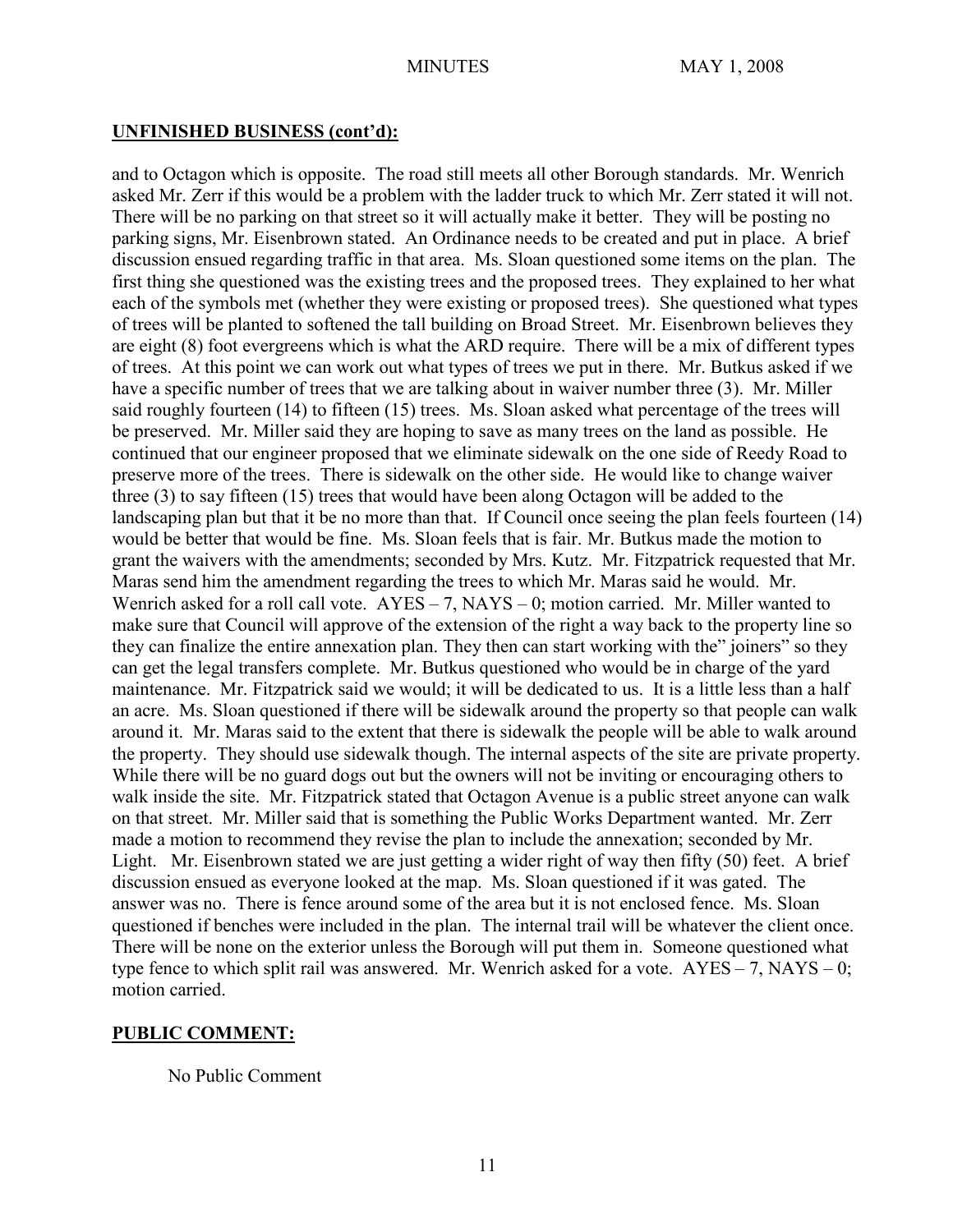## UNFINISHED BUSINESS (cont'd):

and to Octagon which is opposite. The road still meets all other Borough standards. Mr. Wenrich asked Mr. Zerr if this would be a problem with the ladder truck to which Mr. Zerr stated it will not. There will be no parking on that street so it will actually make it better. They will be posting no parking signs, Mr. Eisenbrown stated. An Ordinance needs to be created and put in place. A brief discussion ensued regarding traffic in that area. Ms. Sloan questioned some items on the plan. The first thing she questioned was the existing trees and the proposed trees. They explained to her what each of the symbols met (whether they were existing or proposed trees). She questioned what types of trees will be planted to softened the tall building on Broad Street. Mr. Eisenbrown believes they are eight (8) foot evergreens which is what the ARD require. There will be a mix of different types of trees. At this point we can work out what types of trees we put in there. Mr. Butkus asked if we have a specific number of trees that we are talking about in waiver number three (3). Mr. Miller said roughly fourteen (14) to fifteen (15) trees. Ms. Sloan asked what percentage of the trees will be preserved. Mr. Miller said they are hoping to save as many trees on the land as possible. He continued that our engineer proposed that we eliminate sidewalk on the one side of Reedy Road to preserve more of the trees. There is sidewalk on the other side. He would like to change waiver three (3) to say fifteen (15) trees that would have been along Octagon will be added to the landscaping plan but that it be no more than that. If Council once seeing the plan feels fourteen (14) would be better that would be fine. Ms. Sloan feels that is fair. Mr. Butkus made the motion to grant the waivers with the amendments; seconded by Mrs. Kutz. Mr. Fitzpatrick requested that Mr. Maras send him the amendment regarding the trees to which Mr. Maras said he would. Mr. Wenrich asked for a roll call vote. AYES – 7, NAYS – 0; motion carried. Mr. Miller wanted to make sure that Council will approve of the extension of the right a way back to the property line so they can finalize the entire annexation plan. They then can start working with the" joiners" so they can get the legal transfers complete. Mr. Butkus questioned who would be in charge of the yard maintenance. Mr. Fitzpatrick said we would; it will be dedicated to us. It is a little less than a half an acre. Ms. Sloan questioned if there will be sidewalk around the property so that people can walk around it. Mr. Maras said to the extent that there is sidewalk the people will be able to walk around the property. They should use sidewalk though. The internal aspects of the site are private property. While there will be no guard dogs out but the owners will not be inviting or encouraging others to walk inside the site. Mr. Fitzpatrick stated that Octagon Avenue is a public street anyone can walk on that street. Mr. Miller said that is something the Public Works Department wanted. Mr. Zerr made a motion to recommend they revise the plan to include the annexation; seconded by Mr. Light. Mr. Eisenbrown stated we are just getting a wider right of way then fifty (50) feet. A brief discussion ensued as everyone looked at the map. Ms. Sloan questioned if it was gated. The answer was no. There is fence around some of the area but it is not enclosed fence. Ms. Sloan questioned if benches were included in the plan. The internal trail will be whatever the client once. There will be none on the exterior unless the Borough will put them in. Someone questioned what type fence to which split rail was answered. Mr. Wenrich asked for a vote. AYES – 7, NAYS – 0; motion carried.

## PUBLIC COMMENT:

No Public Comment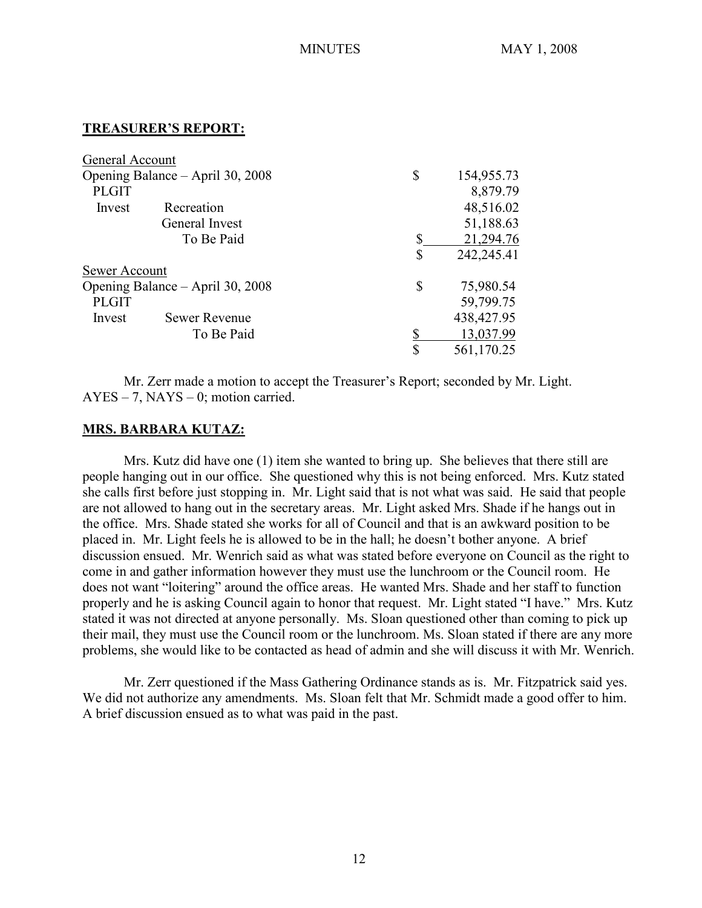**TREASURER'S REPORT:**

| | | | |
|---|---|---|---|
| General Account | | | |
| Opening Balance – April 30, 2008 | | $ | 154,955.73 |
| PLGIT | | | 8,879.79 |
| Invest | Recreation | | 48,516.02 |
| | General Invest | | 51,188.63 |
| | To Be Paid | $ | 21,294.76 |
| | | $ | 242,245.41 |
| Sewer Account | | | |
| Opening Balance – April 30, 2008 | | $ | 75,980.54 |
| PLGIT | | | 59,799.75 |
| Invest | Sewer Revenue | | 438,427.95 |
| | To Be Paid | $ | 13,037.99 |
| | | $ | 561,170.25 |

Mr. Zerr made a motion to accept the Treasurer's Report; seconded by Mr. Light. AYES – 7, NAYS – 0; motion carried.

**MRS. BARBARA KUTAZ:**

Mrs. Kutz did have one (1) item she wanted to bring up. She believes that there still are people hanging out in our office. She questioned why this is not being enforced. Mrs. Kutz stated she calls first before just stopping in. Mr. Light said that is not what was said. He said that people are not allowed to hang out in the secretary areas. Mr. Light asked Mrs. Shade if he hangs out in the office. Mrs. Shade stated she works for all of Council and that is an awkward position to be placed in. Mr. Light feels he is allowed to be in the hall; he doesn't bother anyone. A brief discussion ensued. Mr. Wenrich said as what was stated before everyone on Council as the right to come in and gather information however they must use the lunchroom or the Council room. He does not want "loitering" around the office areas. He wanted Mrs. Shade and her staff to function properly and he is asking Council again to honor that request. Mr. Light stated "I have." Mrs. Kutz stated it was not directed at anyone personally. Ms. Sloan questioned other than coming to pick up their mail, they must use the Council room or the lunchroom. Ms. Sloan stated if there are any more problems, she would like to be contacted as head of admin and she will discuss it with Mr. Wenrich.

Mr. Zerr questioned if the Mass Gathering Ordinance stands as is. Mr. Fitzpatrick said yes. We did not authorize any amendments. Ms. Sloan felt that Mr. Schmidt made a good offer to him. A brief discussion ensued as to what was paid in the past.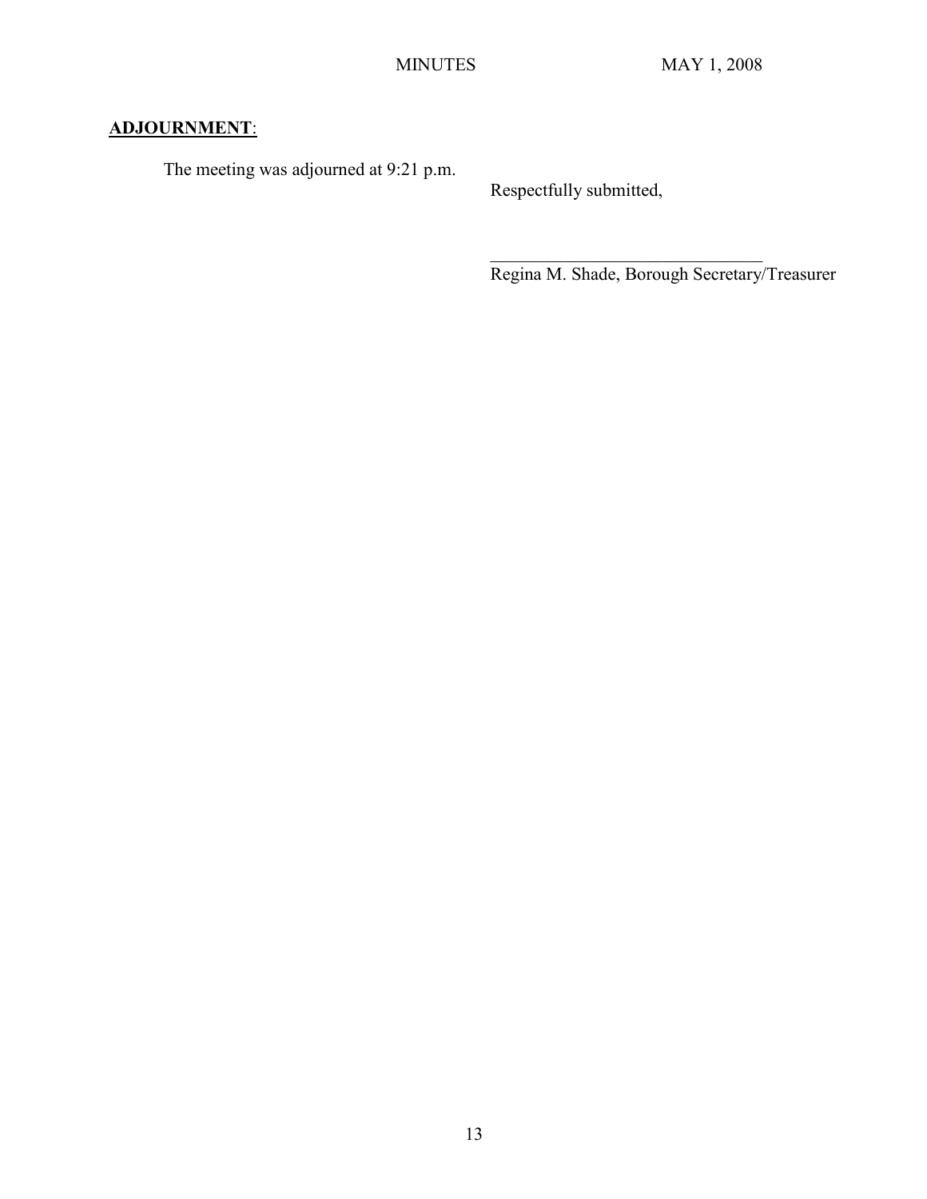**ADJOURNMENT**:

The meeting was adjourned at 9:21 p.m.

Respectfully submitted,

_______________________________
Regina M. Shade, Borough Secretary/Treasurer